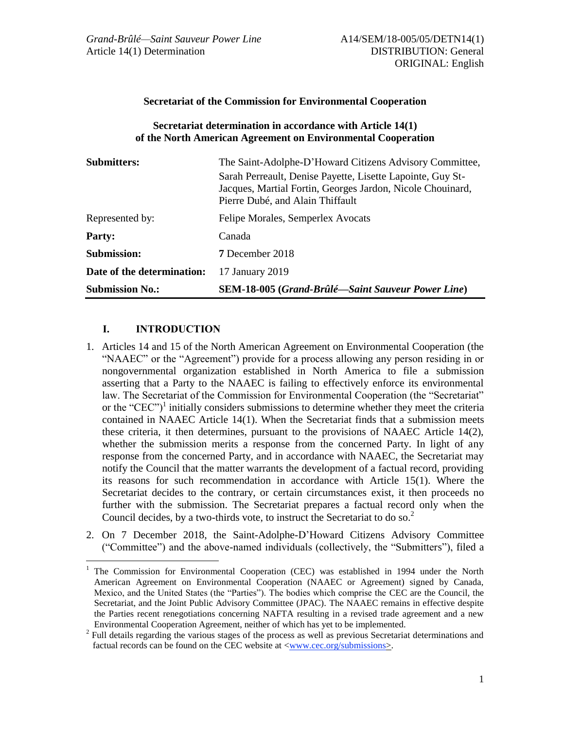*Grand-Brûlé—Saint Sauveur Power Line*
Article 14(1) Determination

A14/SEM/18-005/05/DETN14(1)
DISTRIBUTION: General
ORIGINAL: English

**Secretariat of the Commission for Environmental Cooperation**

**Secretariat determination in accordance with Article 14(1) of the North American Agreement on Environmental Cooperation**

| | |
|---|---|
| **Submitters:** | The Saint-Adolphe-D'Howard Citizens Advisory Committee, Sarah Perreault, Denise Payette, Lisette Lapointe, Guy St-Jacques, Martial Fortin, Georges Jardon, Nicole Chouinard, Pierre Dubé, and Alain Thiffault |
| Represented by: | Felipe Morales, Semperlex Avocats |
| **Party:** | Canada |
| **Submission:** | **7** December 2018 |
| **Date of the determination:** | 17 January 2019 |
| **Submission No.:** | **SEM-18-005 (*Grand-Brûlé—Saint Sauveur Power Line*)** |

## I. INTRODUCTION

1. Articles 14 and 15 of the North American Agreement on Environmental Cooperation (the "NAAEC" or the "Agreement") provide for a process allowing any person residing in or nongovernmental organization established in North America to file a submission asserting that a Party to the NAAEC is failing to effectively enforce its environmental law. The Secretariat of the Commission for Environmental Cooperation (the "Secretariat" or the "CEC")[1] initially considers submissions to determine whether they meet the criteria contained in NAAEC Article 14(1). When the Secretariat finds that a submission meets these criteria, it then determines, pursuant to the provisions of NAAEC Article 14(2), whether the submission merits a response from the concerned Party. In light of any response from the concerned Party, and in accordance with NAAEC, the Secretariat may notify the Council that the matter warrants the development of a factual record, providing its reasons for such recommendation in accordance with Article 15(1). Where the Secretariat decides to the contrary, or certain circumstances exist, it then proceeds no further with the submission. The Secretariat prepares a factual record only when the Council decides, by a two-thirds vote, to instruct the Secretariat to do so.[2]

2. On 7 December 2018, the Saint-Adolphe-D'Howard Citizens Advisory Committee ("Committee") and the above-named individuals (collectively, the "Submitters"), filed a

---

[1] The Commission for Environmental Cooperation (CEC) was established in 1994 under the North American Agreement on Environmental Cooperation (NAAEC or Agreement) signed by Canada, Mexico, and the United States (the "Parties"). The bodies which comprise the CEC are the Council, the Secretariat, and the Joint Public Advisory Committee (JPAC). The NAAEC remains in effective despite the Parties recent renegotiations concerning NAFTA resulting in a revised trade agreement and a new Environmental Cooperation Agreement, neither of which has yet to be implemented.

[2] Full details regarding the various stages of the process as well as previous Secretariat determinations and factual records can be found on the CEC website at <www.cec.org/submissions>.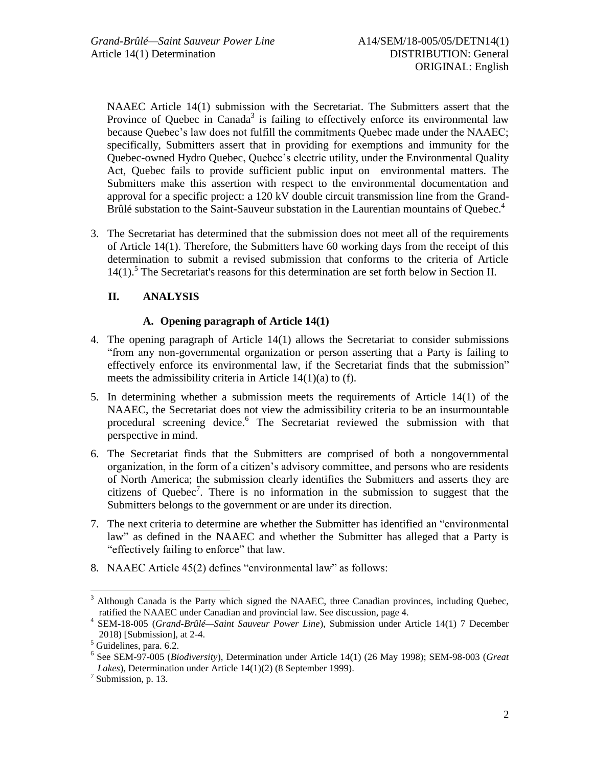NAAEC Article 14(1) submission with the Secretariat. The Submitters assert that the Province of Quebec in Canada[3] is failing to effectively enforce its environmental law because Quebec's law does not fulfill the commitments Quebec made under the NAAEC; specifically, Submitters assert that in providing for exemptions and immunity for the Quebec-owned Hydro Quebec, Quebec's electric utility, under the Environmental Quality Act, Quebec fails to provide sufficient public input on environmental matters. The Submitters make this assertion with respect to the environmental documentation and approval for a specific project: a 120 kV double circuit transmission line from the Grand-Brûlé substation to the Saint-Sauveur substation in the Laurentian mountains of Quebec.[4]

3. The Secretariat has determined that the submission does not meet all of the requirements of Article 14(1). Therefore, the Submitters have 60 working days from the receipt of this determination to submit a revised submission that conforms to the criteria of Article 14(1).[5] The Secretariat's reasons for this determination are set forth below in Section II.

## II. ANALYSIS

### A. Opening paragraph of Article 14(1)

4. The opening paragraph of Article 14(1) allows the Secretariat to consider submissions "from any non-governmental organization or person asserting that a Party is failing to effectively enforce its environmental law, if the Secretariat finds that the submission" meets the admissibility criteria in Article 14(1)(a) to (f).

5. In determining whether a submission meets the requirements of Article 14(1) of the NAAEC, the Secretariat does not view the admissibility criteria to be an insurmountable procedural screening device.[6] The Secretariat reviewed the submission with that perspective in mind.

6. The Secretariat finds that the Submitters are comprised of both a nongovernmental organization, in the form of a citizen's advisory committee, and persons who are residents of North America; the submission clearly identifies the Submitters and asserts they are citizens of Quebec[7]. There is no information in the submission to suggest that the Submitters belongs to the government or are under its direction.

7. The next criteria to determine are whether the Submitter has identified an "environmental law" as defined in the NAAEC and whether the Submitter has alleged that a Party is "effectively failing to enforce" that law.

8. NAAEC Article 45(2) defines "environmental law" as follows:

---

[3] Although Canada is the Party which signed the NAAEC, three Canadian provinces, including Quebec, ratified the NAAEC under Canadian and provincial law. See discussion, page 4.

[4] SEM-18-005 (*Grand-Brûlé—Saint Sauveur Power Line*), Submission under Article 14(1) 7 December 2018) [Submission], at 2-4.

[5] Guidelines, para. 6.2.

[6] See SEM-97-005 (*Biodiversity*), Determination under Article 14(1) (26 May 1998); SEM-98-003 (*Great Lakes*), Determination under Article 14(1)(2) (8 September 1999).

[7] Submission, p. 13.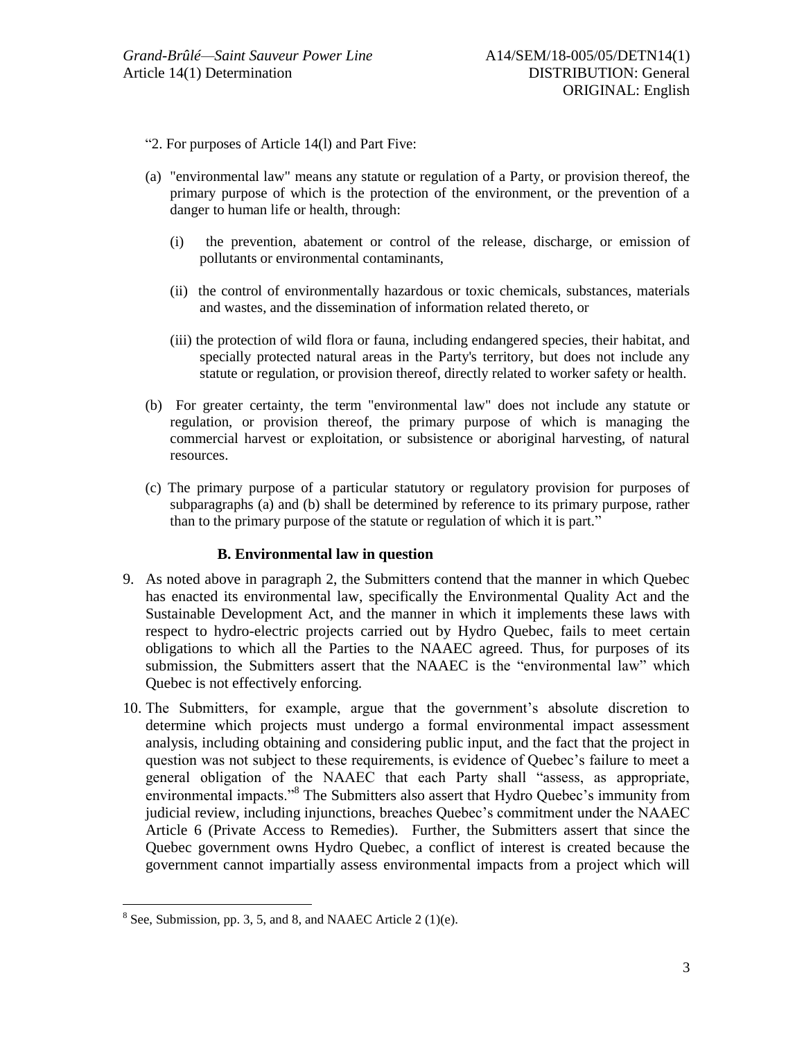"2. For purposes of Article 14(l) and Part Five:

(a) "environmental law" means any statute or regulation of a Party, or provision thereof, the primary purpose of which is the protection of the environment, or the prevention of a danger to human life or health, through:

  (i) the prevention, abatement or control of the release, discharge, or emission of pollutants or environmental contaminants,

  (ii) the control of environmentally hazardous or toxic chemicals, substances, materials and wastes, and the dissemination of information related thereto, or

  (iii) the protection of wild flora or fauna, including endangered species, their habitat, and specially protected natural areas in the Party's territory, but does not include any statute or regulation, or provision thereof, directly related to worker safety or health.

(b) For greater certainty, the term "environmental law" does not include any statute or regulation, or provision thereof, the primary purpose of which is managing the commercial harvest or exploitation, or subsistence or aboriginal harvesting, of natural resources.

(c) The primary purpose of a particular statutory or regulatory provision for purposes of subparagraphs (a) and (b) shall be determined by reference to its primary purpose, rather than to the primary purpose of the statute or regulation of which it is part."

### B. Environmental law in question

9. As noted above in paragraph 2, the Submitters contend that the manner in which Quebec has enacted its environmental law, specifically the Environmental Quality Act and the Sustainable Development Act, and the manner in which it implements these laws with respect to hydro-electric projects carried out by Hydro Quebec, fails to meet certain obligations to which all the Parties to the NAAEC agreed. Thus, for purposes of its submission, the Submitters assert that the NAAEC is the "environmental law" which Quebec is not effectively enforcing.

10. The Submitters, for example, argue that the government's absolute discretion to determine which projects must undergo a formal environmental impact assessment analysis, including obtaining and considering public input, and the fact that the project in question was not subject to these requirements, is evidence of Quebec's failure to meet a general obligation of the NAAEC that each Party shall "assess, as appropriate, environmental impacts."[8] The Submitters also assert that Hydro Quebec's immunity from judicial review, including injunctions, breaches Quebec's commitment under the NAAEC Article 6 (Private Access to Remedies). Further, the Submitters assert that since the Quebec government owns Hydro Quebec, a conflict of interest is created because the government cannot impartially assess environmental impacts from a project which will

[8] See, Submission, pp. 3, 5, and 8, and NAAEC Article 2 (1)(e).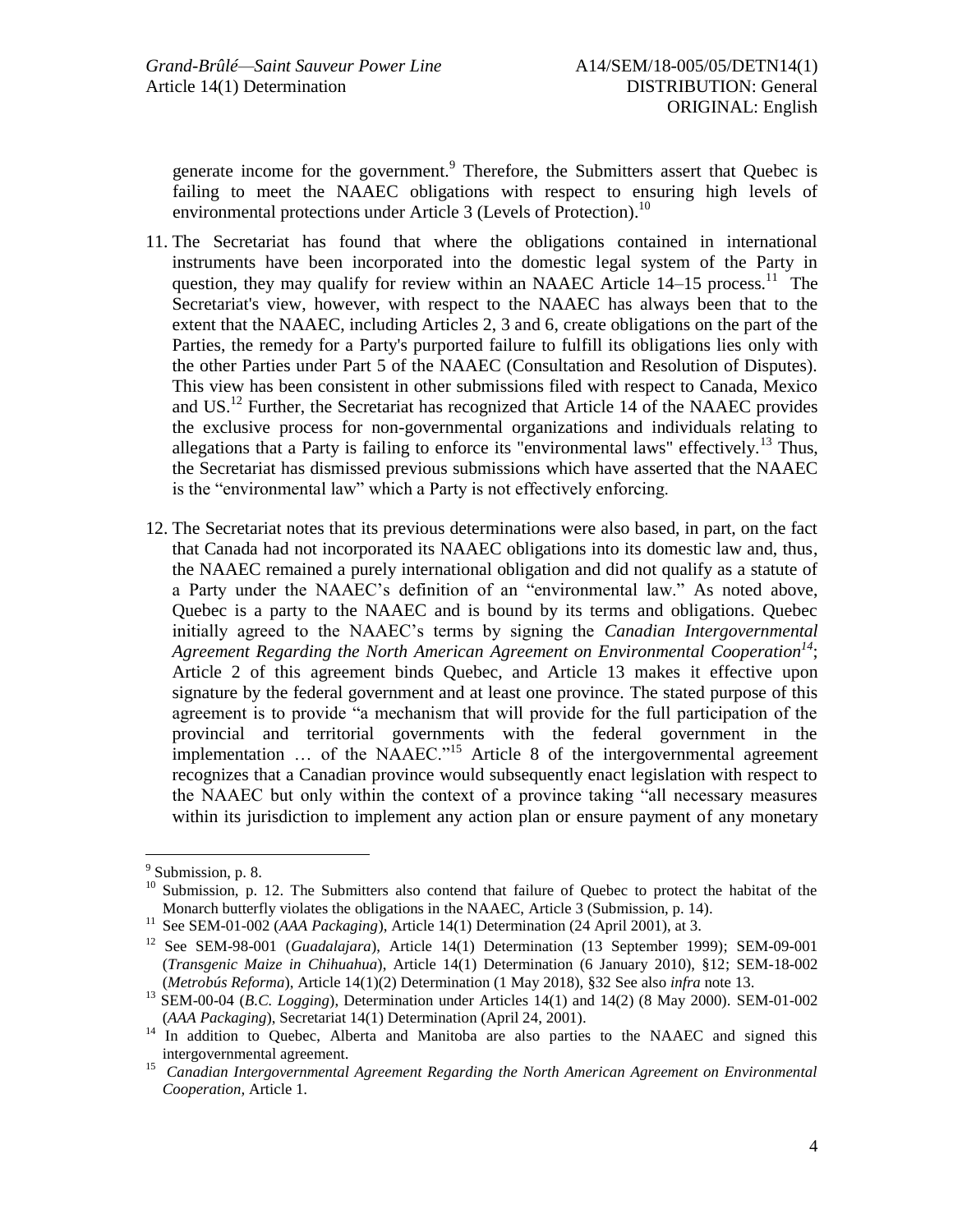generate income for the government.[9] Therefore, the Submitters assert that Quebec is failing to meet the NAAEC obligations with respect to ensuring high levels of environmental protections under Article 3 (Levels of Protection).[10]

11. The Secretariat has found that where the obligations contained in international instruments have been incorporated into the domestic legal system of the Party in question, they may qualify for review within an NAAEC Article 14–15 process.[11] The Secretariat's view, however, with respect to the NAAEC has always been that to the extent that the NAAEC, including Articles 2, 3 and 6, create obligations on the part of the Parties, the remedy for a Party's purported failure to fulfill its obligations lies only with the other Parties under Part 5 of the NAAEC (Consultation and Resolution of Disputes). This view has been consistent in other submissions filed with respect to Canada, Mexico and US.[12] Further, the Secretariat has recognized that Article 14 of the NAAEC provides the exclusive process for non-governmental organizations and individuals relating to allegations that a Party is failing to enforce its "environmental laws" effectively.[13] Thus, the Secretariat has dismissed previous submissions which have asserted that the NAAEC is the "environmental law" which a Party is not effectively enforcing.

12. The Secretariat notes that its previous determinations were also based, in part, on the fact that Canada had not incorporated its NAAEC obligations into its domestic law and, thus, the NAAEC remained a purely international obligation and did not qualify as a statute of a Party under the NAAEC's definition of an "environmental law." As noted above, Quebec is a party to the NAAEC and is bound by its terms and obligations. Quebec initially agreed to the NAAEC's terms by signing the *Canadian Intergovernmental Agreement Regarding the North American Agreement on Environmental Cooperation*[14]; Article 2 of this agreement binds Quebec, and Article 13 makes it effective upon signature by the federal government and at least one province. The stated purpose of this agreement is to provide "a mechanism that will provide for the full participation of the provincial and territorial governments with the federal government in the implementation … of the NAAEC."[15] Article 8 of the intergovernmental agreement recognizes that a Canadian province would subsequently enact legislation with respect to the NAAEC but only within the context of a province taking "all necessary measures within its jurisdiction to implement any action plan or ensure payment of any monetary

---

[9] Submission, p. 8.

[10] Submission, p. 12. The Submitters also contend that failure of Quebec to protect the habitat of the Monarch butterfly violates the obligations in the NAAEC, Article 3 (Submission, p. 14).

[11] See SEM-01-002 (*AAA Packaging*), Article 14(1) Determination (24 April 2001), at 3.

[12] See SEM-98-001 (*Guadalajara*), Article 14(1) Determination (13 September 1999); SEM-09-001 (*Transgenic Maize in Chihuahua*), Article 14(1) Determination (6 January 2010), §12; SEM-18-002 (*Metrobús Reforma*), Article 14(1)(2) Determination (1 May 2018), §32 See also *infra* note 13.

[13] SEM-00-04 (*B.C. Logging*), Determination under Articles 14(1) and 14(2) (8 May 2000). SEM-01-002 (*AAA Packaging*), Secretariat 14(1) Determination (April 24, 2001).

[14] In addition to Quebec, Alberta and Manitoba are also parties to the NAAEC and signed this intergovernmental agreement.

[15] *Canadian Intergovernmental Agreement Regarding the North American Agreement on Environmental Cooperation*, Article 1.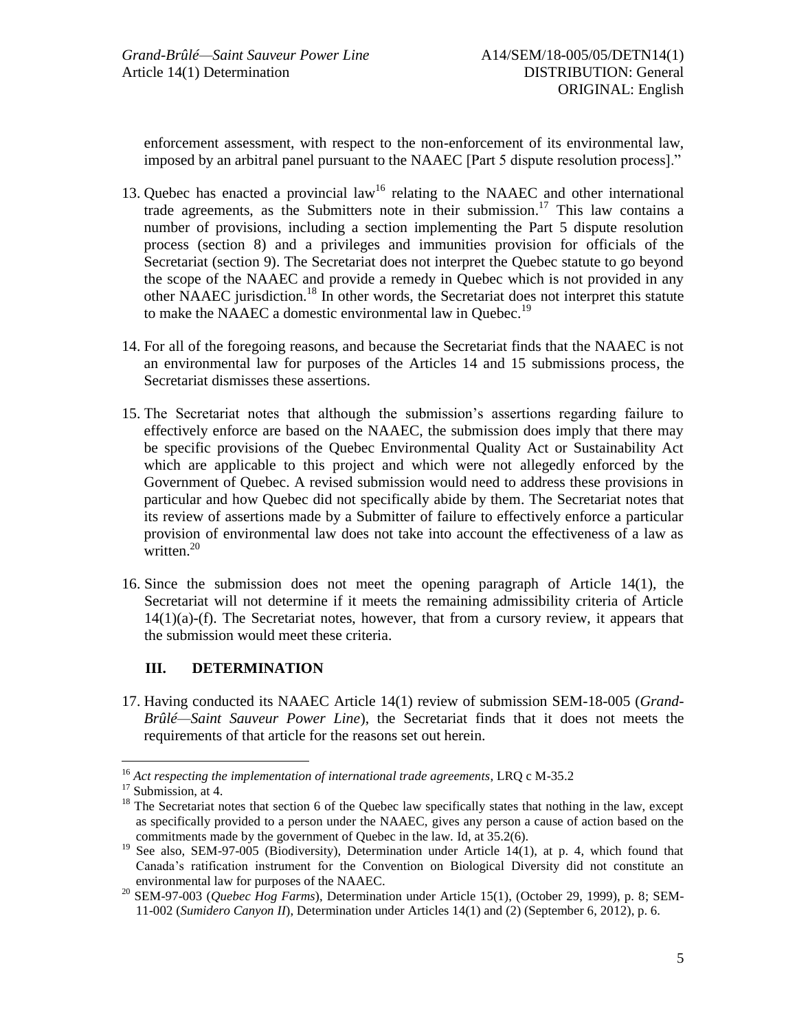enforcement assessment, with respect to the non-enforcement of its environmental law, imposed by an arbitral panel pursuant to the NAAEC [Part 5 dispute resolution process]."

13. Quebec has enacted a provincial law[16] relating to the NAAEC and other international trade agreements, as the Submitters note in their submission.[17] This law contains a number of provisions, including a section implementing the Part 5 dispute resolution process (section 8) and a privileges and immunities provision for officials of the Secretariat (section 9). The Secretariat does not interpret the Quebec statute to go beyond the scope of the NAAEC and provide a remedy in Quebec which is not provided in any other NAAEC jurisdiction.[18] In other words, the Secretariat does not interpret this statute to make the NAAEC a domestic environmental law in Quebec.[19]

14. For all of the foregoing reasons, and because the Secretariat finds that the NAAEC is not an environmental law for purposes of the Articles 14 and 15 submissions process, the Secretariat dismisses these assertions.

15. The Secretariat notes that although the submission's assertions regarding failure to effectively enforce are based on the NAAEC, the submission does imply that there may be specific provisions of the Quebec Environmental Quality Act or Sustainability Act which are applicable to this project and which were not allegedly enforced by the Government of Quebec. A revised submission would need to address these provisions in particular and how Quebec did not specifically abide by them. The Secretariat notes that its review of assertions made by a Submitter of failure to effectively enforce a particular provision of environmental law does not take into account the effectiveness of a law as written.[20]

16. Since the submission does not meet the opening paragraph of Article 14(1), the Secretariat will not determine if it meets the remaining admissibility criteria of Article 14(1)(a)-(f). The Secretariat notes, however, that from a cursory review, it appears that the submission would meet these criteria.

## III. DETERMINATION

17. Having conducted its NAAEC Article 14(1) review of submission SEM-18-005 (*Grand-Brûlé—Saint Sauveur Power Line*), the Secretariat finds that it does not meets the requirements of that article for the reasons set out herein.

---

[16] *Act respecting the implementation of international trade agreements*, LRQ c M-35.2

[17] Submission, at 4.

[18] The Secretariat notes that section 6 of the Quebec law specifically states that nothing in the law, except as specifically provided to a person under the NAAEC, gives any person a cause of action based on the commitments made by the government of Quebec in the law. Id, at 35.2(6).

[19] See also, SEM-97-005 (Biodiversity), Determination under Article 14(1), at p. 4, which found that Canada's ratification instrument for the Convention on Biological Diversity did not constitute an environmental law for purposes of the NAAEC.

[20] SEM-97-003 (*Quebec Hog Farms*), Determination under Article 15(1), (October 29, 1999), p. 8; SEM-11-002 (*Sumidero Canyon II*), Determination under Articles 14(1) and (2) (September 6, 2012), p. 6.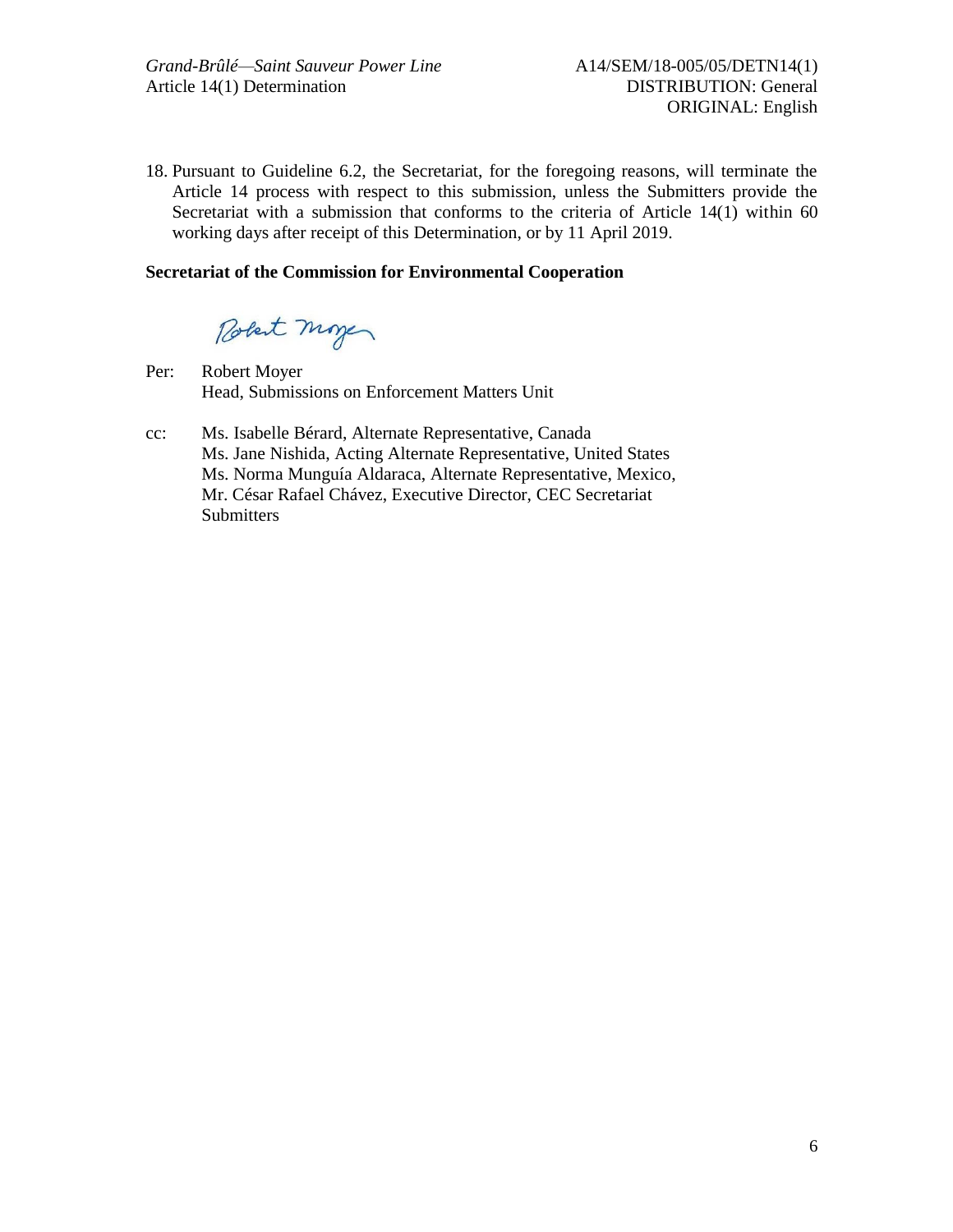18. Pursuant to Guideline 6.2, the Secretariat, for the foregoing reasons, will terminate the Article 14 process with respect to this submission, unless the Submitters provide the Secretariat with a submission that conforms to the criteria of Article 14(1) within 60 working days after receipt of this Determination, or by 11 April 2019.

**Secretariat of the Commission for Environmental Cooperation**

Per: Robert Moyer
Head, Submissions on Enforcement Matters Unit

cc: Ms. Isabelle Bérard, Alternate Representative, Canada
Ms. Jane Nishida, Acting Alternate Representative, United States
Ms. Norma Munguía Aldaraca, Alternate Representative, Mexico,
Mr. César Rafael Chávez, Executive Director, CEC Secretariat
Submitters